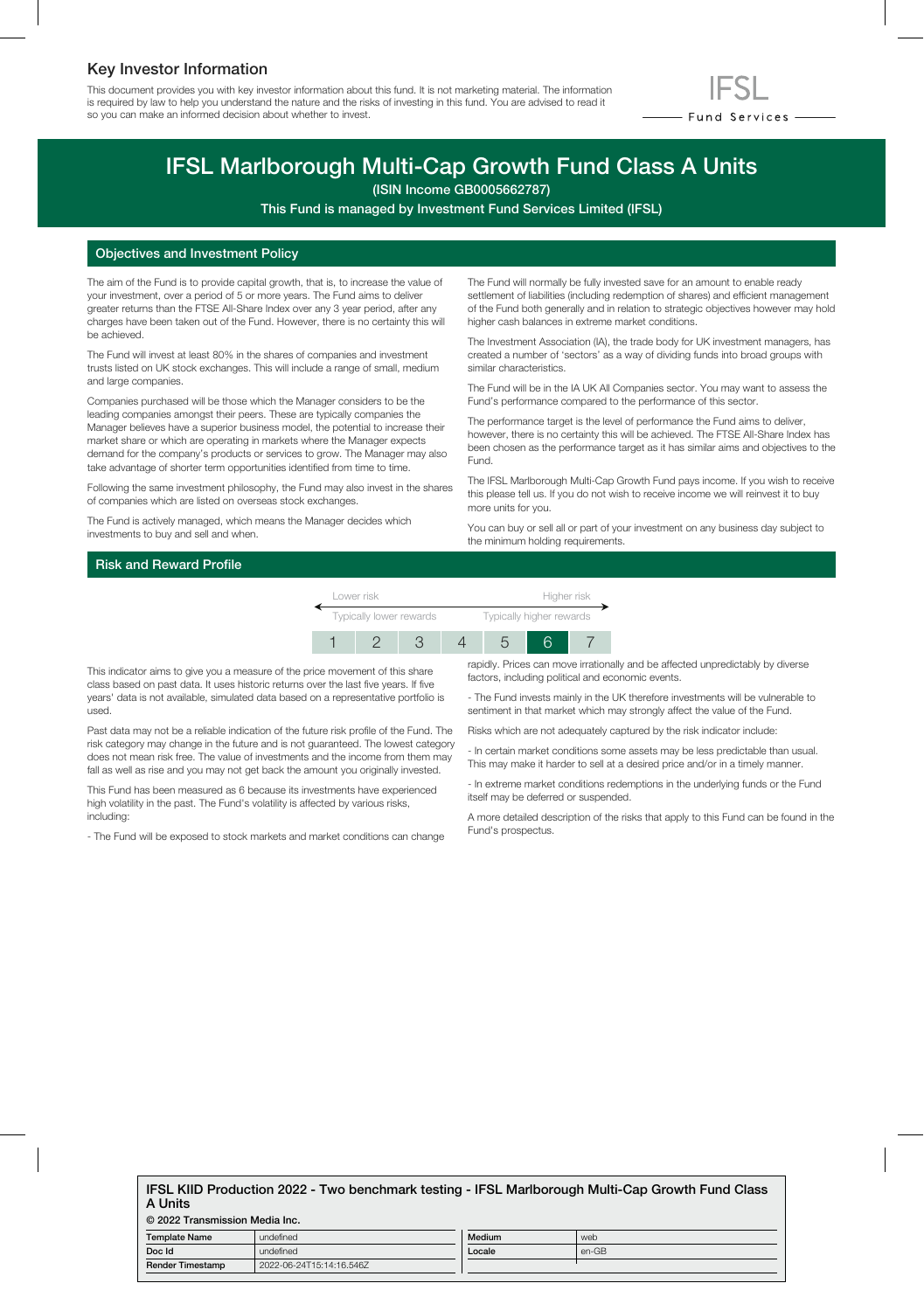## Key Investor Information

This document provides you with key investor information about this fund. It is not marketing material. The information is required by law to help you understand the nature and the risks of investing in this fund. You are advised to read it so you can make an informed decision about whether to invest.

IFSL Fund Services

# IFSL Marlborough Multi-Cap Growth Fund Class A Units

**(ISIN Income GB0005662787)**

**This Fund is managed by Investment Fund Services Limited (IFSL)**

## Objectives and Investment Policy

The aim of the Fund is to provide capital growth, that is, to increase the value of your investment, over a period of 5 or more years. The Fund aims to deliver greater returns than the FTSE All-Share Index over any 3 year period, after any charges have been taken out of the Fund. However, there is no certainty this will be achieved.

The Fund will invest at least 80% in the shares of companies and investment trusts listed on UK stock exchanges. This will include a range of small, medium and large companies.

Companies purchased will be those which the Manager considers to be the leading companies amongst their peers. These are typically companies the Manager believes have a superior business model, the potential to increase their market share or which are operating in markets where the Manager expects demand for the company's products or services to grow. The Manager may also take advantage of shorter term opportunities identified from time to time.

Following the same investment philosophy, the Fund may also invest in the shares of companies which are listed on overseas stock exchanges.

The Fund is actively managed, which means the Manager decides which investments to buy and sell and when.

The Fund will normally be fully invested save for an amount to enable ready settlement of liabilities (including redemption of shares) and efficient management of the Fund both generally and in relation to strategic objectives however may hold higher cash balances in extreme market conditions.

The Investment Association (IA), the trade body for UK investment managers, has created a number of 'sectors' as a way of dividing funds into broad groups with similar characteristics.

The Fund will be in the IA UK All Companies sector. You may want to assess the Fund's performance compared to the performance of this sector.

The performance target is the level of performance the Fund aims to deliver, however, there is no certainty this will be achieved. The FTSE All-Share Index has been chosen as the performance target as it has similar aims and objectives to the Fund.

The IFSL Marlborough Multi-Cap Growth Fund pays income. If you wish to receive this please tell us. If you do not wish to receive income we will reinvest it to buy more units for you.

You can buy or sell all or part of your investment on any business day subject to the minimum holding requirements.

## Risk and Reward Profile

| Lower risk | | | | | | Higher risk |
|---|---|---|---|---|---|---|
| Typically lower rewards | | | | | | Typically higher rewards |
| 1 | 2 | 3 | 4 | 5 | **6** | 7 |

This indicator aims to give you a measure of the price movement of this share class based on past data. It uses historic returns over the last five years. If five years' data is not available, simulated data based on a representative portfolio is used.

Past data may not be a reliable indication of the future risk profile of the Fund. The risk category may change in the future and is not guaranteed. The lowest category does not mean risk free. The value of investments and the income from them may fall as well as rise and you may not get back the amount you originally invested.

This Fund has been measured as 6 because its investments have experienced high volatility in the past. The Fund's volatility is affected by various risks, including:

- The Fund will be exposed to stock markets and market conditions can change rapidly. Prices can move irrationally and be affected unpredictably by diverse factors, including political and economic events.

- The Fund invests mainly in the UK therefore investments will be vulnerable to sentiment in that market which may strongly affect the value of the Fund.

Risks which are not adequately captured by the risk indicator include:

- In certain market conditions some assets may be less predictable than usual. This may make it harder to sell at a desired price and/or in a timely manner.

- In extreme market conditions redemptions in the underlying funds or the Fund itself may be deferred or suspended.

A more detailed description of the risks that apply to this Fund can be found in the Fund's prospectus.

**IFSL KIID Production 2022 - Two benchmark testing - IFSL Marlborough Multi-Cap Growth Fund Class A Units**

**© 2022 Transmission Media Inc.**

| Template Name | undefined | Medium | web |
|---|---|---|---|
| Doc Id | undefined | Locale | en-GB |
| Render Timestamp | 2022-06-24T15:14:16.546Z | | |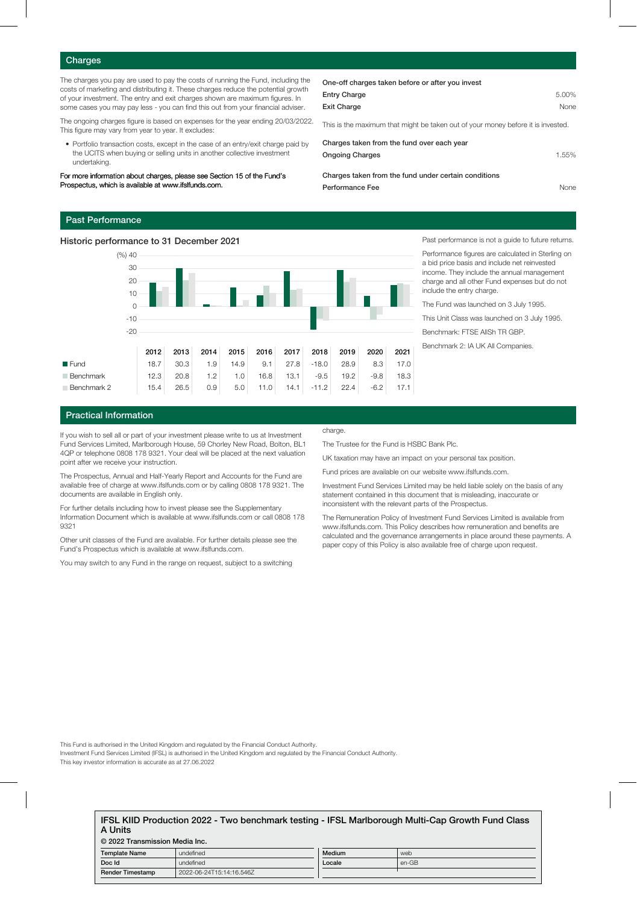## Charges

The charges you pay are used to pay the costs of running the Fund, including the costs of marketing and distributing it. These charges reduce the potential growth of your investment. The entry and exit charges shown are maximum figures. In some cases you may pay less - you can find this out from your financial adviser.

The ongoing charges figure is based on expenses for the year ending 20/03/2022. This figure may vary from year to year. It excludes:

- Portfolio transaction costs, except in the case of an entry/exit charge paid by the UCITS when buying or selling units in another collective investment undertaking.

**For more information about charges, please see Section 15 of the Fund's Prospectus, which is available at www.ifslfunds.com.**

| One-off charges taken before or after you invest | |
|---|---|
| Entry Charge | 5.00% |
| Exit Charge | None |

This is the maximum that might be taken out of your money before it is invested.

| Charges taken from the fund over each year | |
|---|---|
| Ongoing Charges | 1.55% |

| Charges taken from the fund under certain conditions | |
|---|---|
| Performance Fee | None |

## Past Performance

### Historic performance to 31 December 2021

(%) 40
30
20
10
0
-10
-20

| | 2012 | 2013 | 2014 | 2015 | 2016 | 2017 | 2018 | 2019 | 2020 | 2021 |
|---|---|---|---|---|---|---|---|---|---|---|
| Fund | 18.7 | 30.3 | 1.9 | 14.9 | 9.1 | 27.8 | -18.0 | 28.9 | 8.3 | 17.0 |
| Benchmark | 12.3 | 20.8 | 1.2 | 1.0 | 16.8 | 13.1 | -9.5 | 19.2 | -9.8 | 18.3 |
| Benchmark 2 | 15.4 | 26.5 | 0.9 | 5.0 | 11.0 | 14.1 | -11.2 | 22.4 | -6.2 | 17.1 |

Past performance is not a guide to future returns.

Performance figures are calculated in Sterling on a bid price basis and include net reinvested income. They include the annual management charge and all other Fund expenses but do not include the entry charge.

The Fund was launched on 3 July 1995.

This Unit Class was launched on 3 July 1995.

Benchmark: FTSE AllSh TR GBP.

Benchmark 2: IA UK All Companies.

## Practical Information

If you wish to sell all or part of your investment please write to us at Investment Fund Services Limited, Marlborough House, 59 Chorley New Road, Bolton, BL1 4QP or telephone 0808 178 9321. Your deal will be placed at the next valuation point after we receive your instruction.

The Prospectus, Annual and Half-Yearly Report and Accounts for the Fund are available free of charge at www.ifslfunds.com or by calling 0808 178 9321. The documents are available in English only.

For further details including how to invest please see the Supplementary Information Document which is available at www.ifslfunds.com or call 0808 178 9321

Other unit classes of the Fund are available. For further details please see the Fund's Prospectus which is available at www.ifslfunds.com.

You may switch to any Fund in the range on request, subject to a switching charge.

The Trustee for the Fund is HSBC Bank Plc.

UK taxation may have an impact on your personal tax position.

Fund prices are available on our website www.ifslfunds.com.

Investment Fund Services Limited may be held liable solely on the basis of any statement contained in this document that is misleading, inaccurate or inconsistent with the relevant parts of the Prospectus.

The Remuneration Policy of Investment Fund Services Limited is available from www.ifslfunds.com. This Policy describes how remuneration and benefits are calculated and the governance arrangements in place around these payments. A paper copy of this Policy is also available free of charge upon request.

This Fund is authorised in the United Kingdom and regulated by the Financial Conduct Authority.
Investment Fund Services Limited (IFSL) is authorised in the United Kingdom and regulated by the Financial Conduct Authority.
This key investor information is accurate as at 27.06.2022